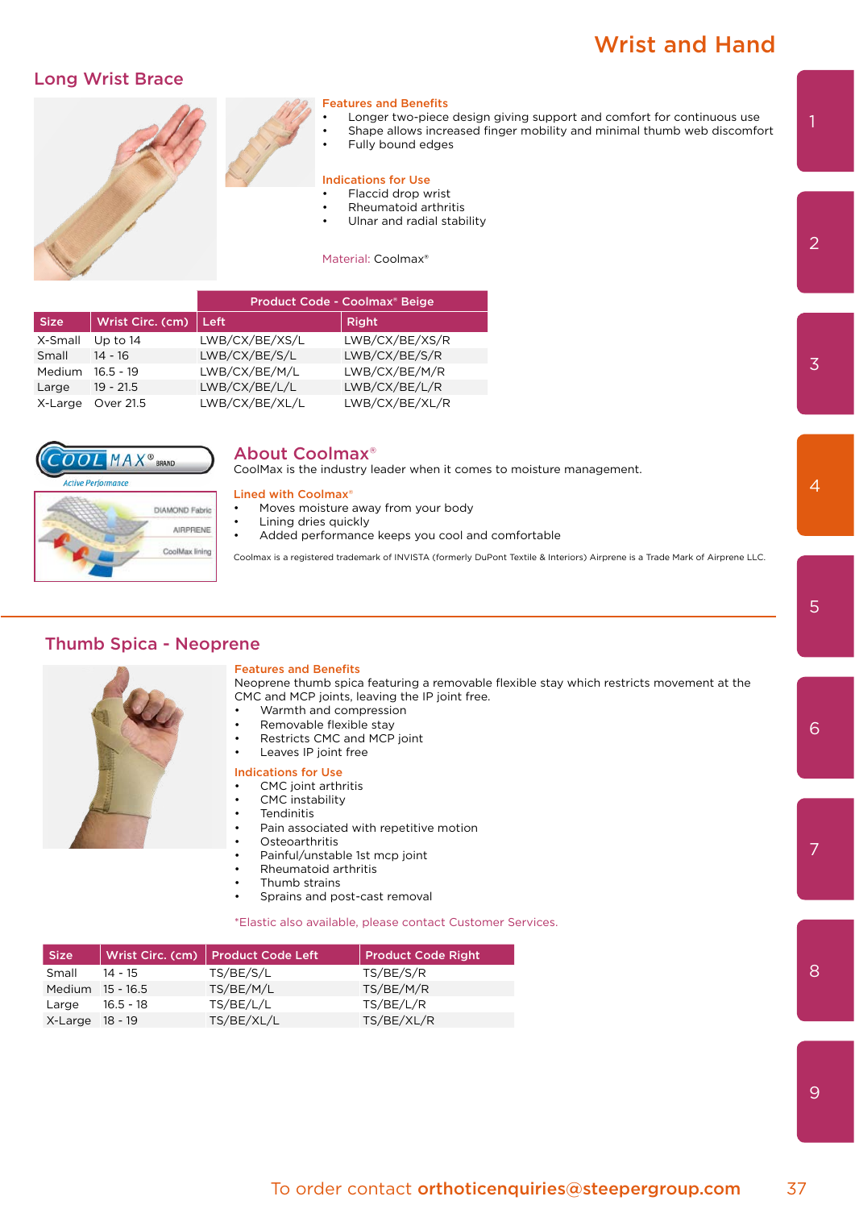# Wrist and Hand

## Long Wrist Brace

### Features and Benefits

- Longer two-piece design giving support and comfort for continuous use
- Shape allows increased finger mobility and minimal thumb web discomfort
- Fully bound edges

### Indications for Use

- Flaccid drop wrist
- Rheumatoid arthritis
- Ulnar and radial stability

Material: Coolmax®

| | | Product Code - Coolmax® Beige | |
|---|---|---|---|
| Size | Wrist Circ. (cm) | Left | Right |
| X-Small | Up to 14 | LWB/CX/BE/XS/L | LWB/CX/BE/XS/R |
| Small | 14 - 16 | LWB/CX/BE/S/L | LWB/CX/BE/S/R |
| Medium | 16.5 - 19 | LWB/CX/BE/M/L | LWB/CX/BE/M/R |
| Large | 19 - 21.5 | LWB/CX/BE/L/L | LWB/CX/BE/L/R |
| X-Large | Over 21.5 | LWB/CX/BE/XL/L | LWB/CX/BE/XL/R |

## About Coolmax®

CoolMax is the industry leader when it comes to moisture management.

### Lined with Coolmax®

- Moves moisture away from your body
- Lining dries quickly
- Added performance keeps you cool and comfortable

Coolmax is a registered trademark of INVISTA (formerly DuPont Textile & Interiors) Airprene is a Trade Mark of Airprene LLC.

## Thumb Spica - Neoprene

### Features and Benefits

Neoprene thumb spica featuring a removable flexible stay which restricts movement at the CMC and MCP joints, leaving the IP joint free.

- Warmth and compression
- Removable flexible stay
- Restricts CMC and MCP joint
- Leaves IP joint free

### Indications for Use

- CMC joint arthritis
- CMC instability
- Tendinitis
- Pain associated with repetitive motion
- Osteoarthritis
- Painful/unstable 1st mcp joint
- Rheumatoid arthritis
- Thumb strains
- Sprains and post-cast removal

*Elastic also available, please contact Customer Services.

| Size | Wrist Circ. (cm) | Product Code Left | Product Code Right |
|---|---|---|---|
| Small | 14 - 15 | TS/BE/S/L | TS/BE/S/R |
| Medium | 15 - 16.5 | TS/BE/M/L | TS/BE/M/R |
| Large | 16.5 - 18 | TS/BE/L/L | TS/BE/L/R |
| X-Large | 18 - 19 | TS/BE/XL/L | TS/BE/XL/R |

To order contact **orthoticenquiries@steepergroup.com**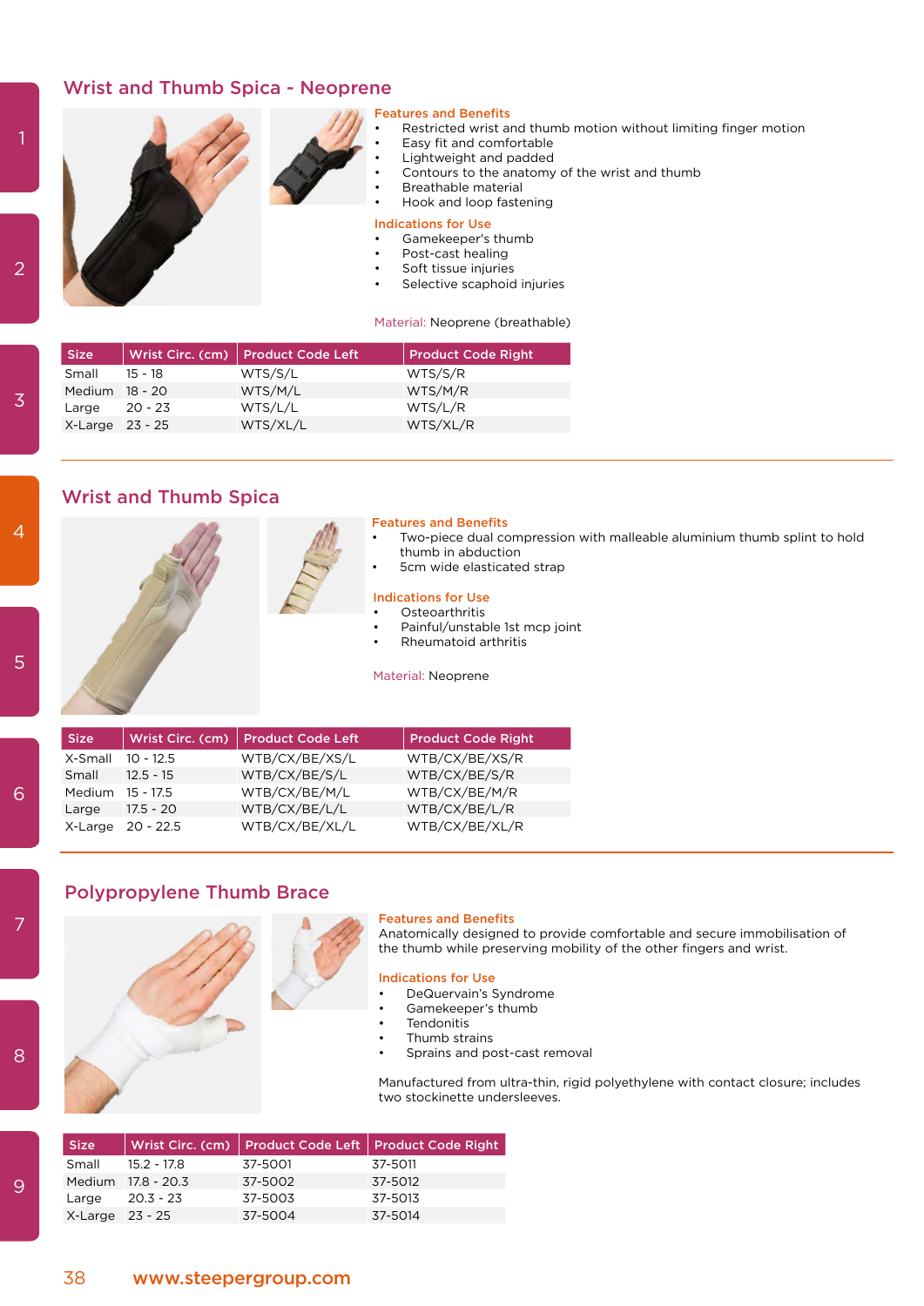## Wrist and Thumb Spica - Neoprene

**Features and Benefits**

- Restricted wrist and thumb motion without limiting finger motion
- Easy fit and comfortable
- Lightweight and padded
- Contours to the anatomy of the wrist and thumb
- Breathable material
- Hook and loop fastening

**Indications for Use**

- Gamekeeper's thumb
- Post-cast healing
- Soft tissue injuries
- Selective scaphoid injuries

Material: Neoprene (breathable)

| Size | Wrist Circ. (cm) | Product Code Left | Product Code Right |
|---|---|---|---|
| Small | 15 - 18 | WTS/S/L | WTS/S/R |
| Medium | 18 - 20 | WTS/M/L | WTS/M/R |
| Large | 20 - 23 | WTS/L/L | WTS/L/R |
| X-Large | 23 - 25 | WTS/XL/L | WTS/XL/R |

## Wrist and Thumb Spica

**Features and Benefits**

- Two-piece dual compression with malleable aluminium thumb splint to hold thumb in abduction
- 5cm wide elasticated strap

**Indications for Use**

- Osteoarthritis
- Painful/unstable 1st mcp joint
- Rheumatoid arthritis

Material: Neoprene

| Size | Wrist Circ. (cm) | Product Code Left | Product Code Right |
|---|---|---|---|
| X-Small | 10 - 12.5 | WTB/CX/BE/XS/L | WTB/CX/BE/XS/R |
| Small | 12.5 - 15 | WTB/CX/BE/S/L | WTB/CX/BE/S/R |
| Medium | 15 - 17.5 | WTB/CX/BE/M/L | WTB/CX/BE/M/R |
| Large | 17.5 - 20 | WTB/CX/BE/L/L | WTB/CX/BE/L/R |
| X-Large | 20 - 22.5 | WTB/CX/BE/XL/L | WTB/CX/BE/XL/R |

## Polypropylene Thumb Brace

**Features and Benefits**

Anatomically designed to provide comfortable and secure immobilisation of the thumb while preserving mobility of the other fingers and wrist.

**Indications for Use**

- DeQuervain's Syndrome
- Gamekeeper's thumb
- Tendonitis
- Thumb strains
- Sprains and post-cast removal

Manufactured from ultra-thin, rigid polyethylene with contact closure; includes two stockinette undersleeves.

| Size | Wrist Circ. (cm) | Product Code Left | Product Code Right |
|---|---|---|---|
| Small | 15.2 - 17.8 | 37-5001 | 37-5011 |
| Medium | 17.8 - 20.3 | 37-5002 | 37-5012 |
| Large | 20.3 - 23 | 37-5003 | 37-5013 |
| X-Large | 23 - 25 | 37-5004 | 37-5014 |

www.steepergroup.com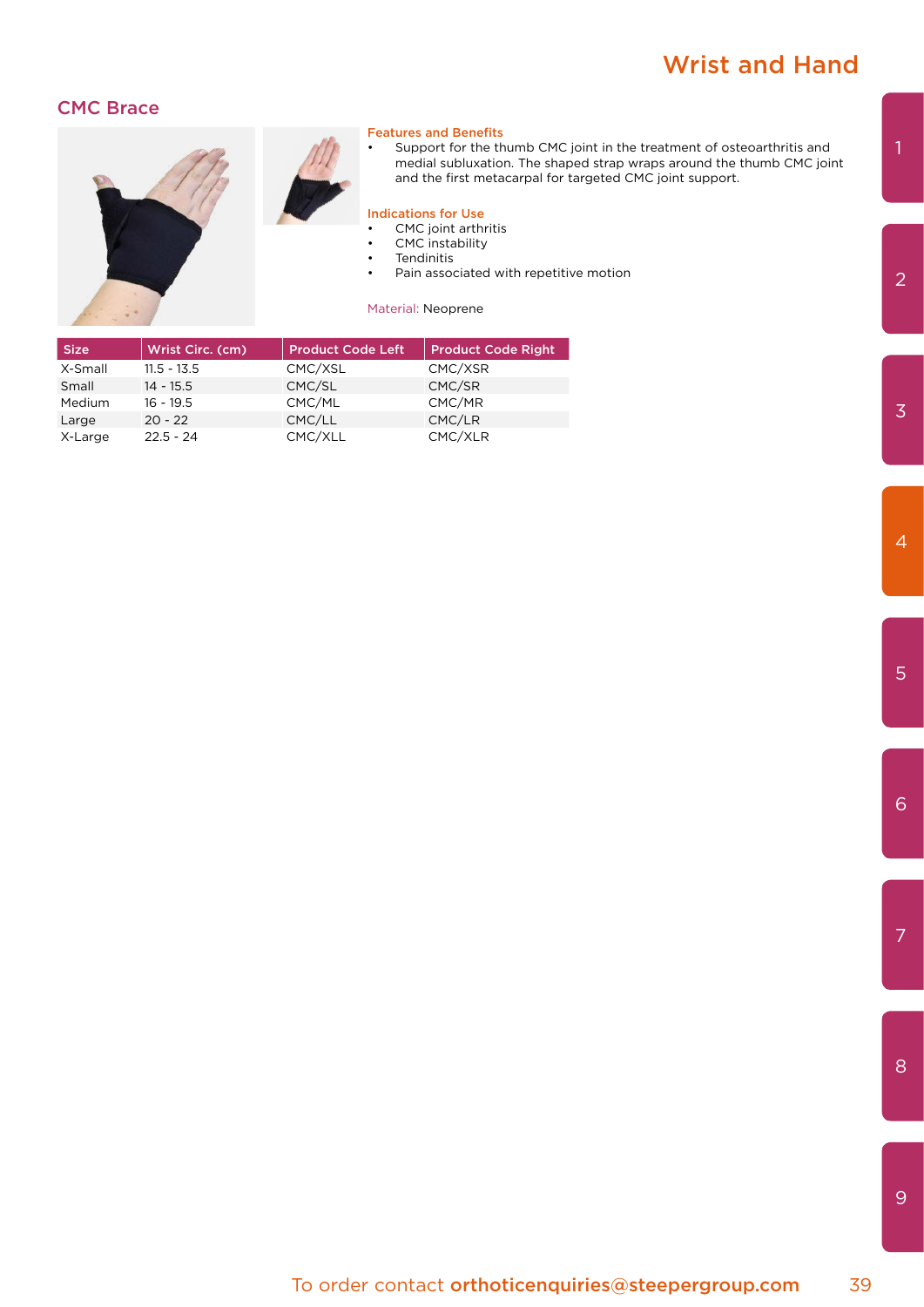# Wrist and Hand

## CMC Brace

**Features and Benefits**

- Support for the thumb CMC joint in the treatment of osteoarthritis and medial subluxation. The shaped strap wraps around the thumb CMC joint and the first metacarpal for targeted CMC joint support.

**Indications for Use**

- CMC joint arthritis
- CMC instability
- Tendinitis
- Pain associated with repetitive motion

Material: Neoprene

| Size | Wrist Circ. (cm) | Product Code Left | Product Code Right |
|---|---|---|---|
| X-Small | 11.5 - 13.5 | CMC/XSL | CMC/XSR |
| Small | 14 - 15.5 | CMC/SL | CMC/SR |
| Medium | 16 - 19.5 | CMC/ML | CMC/MR |
| Large | 20 - 22 | CMC/LL | CMC/LR |
| X-Large | 22.5 - 24 | CMC/XLL | CMC/XLR |

To order contact **orthoticenquiries@steepergroup.com**